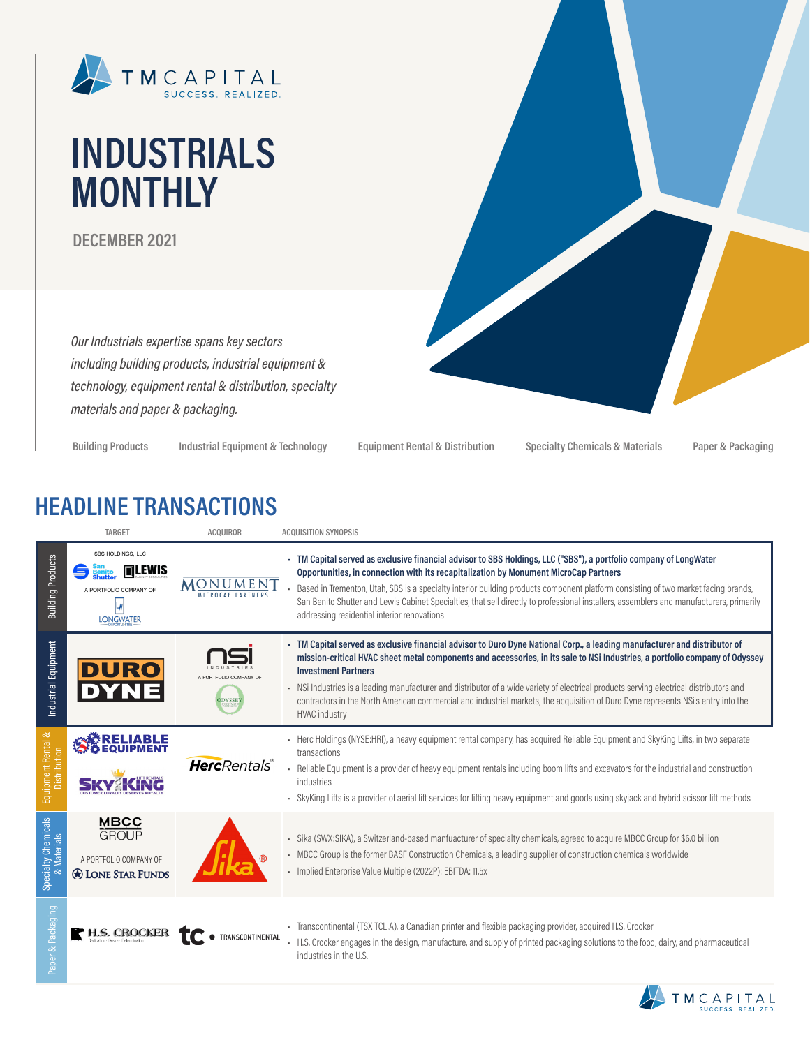TM CAPITAL
SUCCESS. REALIZED.

# INDUSTRIALS MONTHLY

**DECEMBER 2021**

*Our Industrials expertise spans key sectors including building products, industrial equipment & technology, equipment rental & distribution, specialty materials and paper & packaging.*

Building Products | Industrial Equipment & Technology | Equipment Rental & Distribution | Specialty Chemicals & Materials | Paper & Packaging

## HEADLINE TRANSACTIONS

| | TARGET | ACQUIROR | ACQUISITION SYNOPSIS |
|---|---|---|---|
| Building Products | SBS HOLDINGS, LLC (San Benito Shutter, Lewis) A PORTFOLIO COMPANY OF LONGWATER OPPORTUNITIES | MONUMENT MICROCAP PARTNERS | • **TM Capital served as exclusive financial advisor to SBS Holdings, LLC ("SBS"), a portfolio company of LongWater Opportunities, in connection with its recapitalization by Monument MicroCap Partners**<br>• Based in Trementon, Utah, SBS is a specialty interior building products component platform consisting of two market facing brands, San Benito Shutter and Lewis Cabinet Specialties, that sell directly to professional installers, assemblers and manufacturers, primarily addressing residential interior renovations |
| Industrial Equipment | DURO DYNE | NSI INDUSTRIES A PORTFOLIO COMPANY OF ODYSSEY | • **TM Capital served as exclusive financial advisor to Duro Dyne National Corp., a leading manufacturer and distributor of mission-critical HVAC sheet metal components and accessories, in its sale to NSi Industries, a portfolio company of Odyssey Investment Partners**<br>• NSi Industries is a leading manufacturer and distributor of a wide variety of electrical products serving electrical distributors and contractors in the North American commercial and industrial markets; the acquisition of Duro Dyne represents NSi's entry into the HVAC industry |
| Equipment Rental & Distribution | RELIABLE EQUIPMENT; SKYKING | HercRentals | • Herc Holdings (NYSE:HRI), a heavy equipment rental company, has acquired Reliable Equipment and SkyKing Lifts, in two separate transactions<br>• Reliable Equipment is a provider of heavy equipment rentals including boom lifts and excavators for the industrial and construction industries<br>• SkyKing Lifts is a provider of aerial lift services for lifting heavy equipment and goods using skyjack and hybrid scissor lift methods |
| Specialty Chemicals & Materials | MBCC GROUP A PORTFOLIO COMPANY OF LONE STAR FUNDS | Sika | • Sika (SWX:SIKA), a Switzerland-based manfuacturer of specialty chemicals, agreed to acquire MBCC Group for $6.0 billion<br>• MBCC Group is the former BASF Construction Chemicals, a leading supplier of construction chemicals worldwide<br>• Implied Enterprise Value Multiple (2022P): EBITDA: 11.5x |
| Paper & Packaging | H.S. CROCKER | TC TRANSCONTINENTAL | • Transcontinental (TSX:TCL.A), a Canadian printer and flexible packaging provider, acquired H.S. Crocker<br>• H.S. Crocker engages in the design, manufacture, and supply of printed packaging solutions to the food, dairy, and pharmaceutical industries in the U.S. |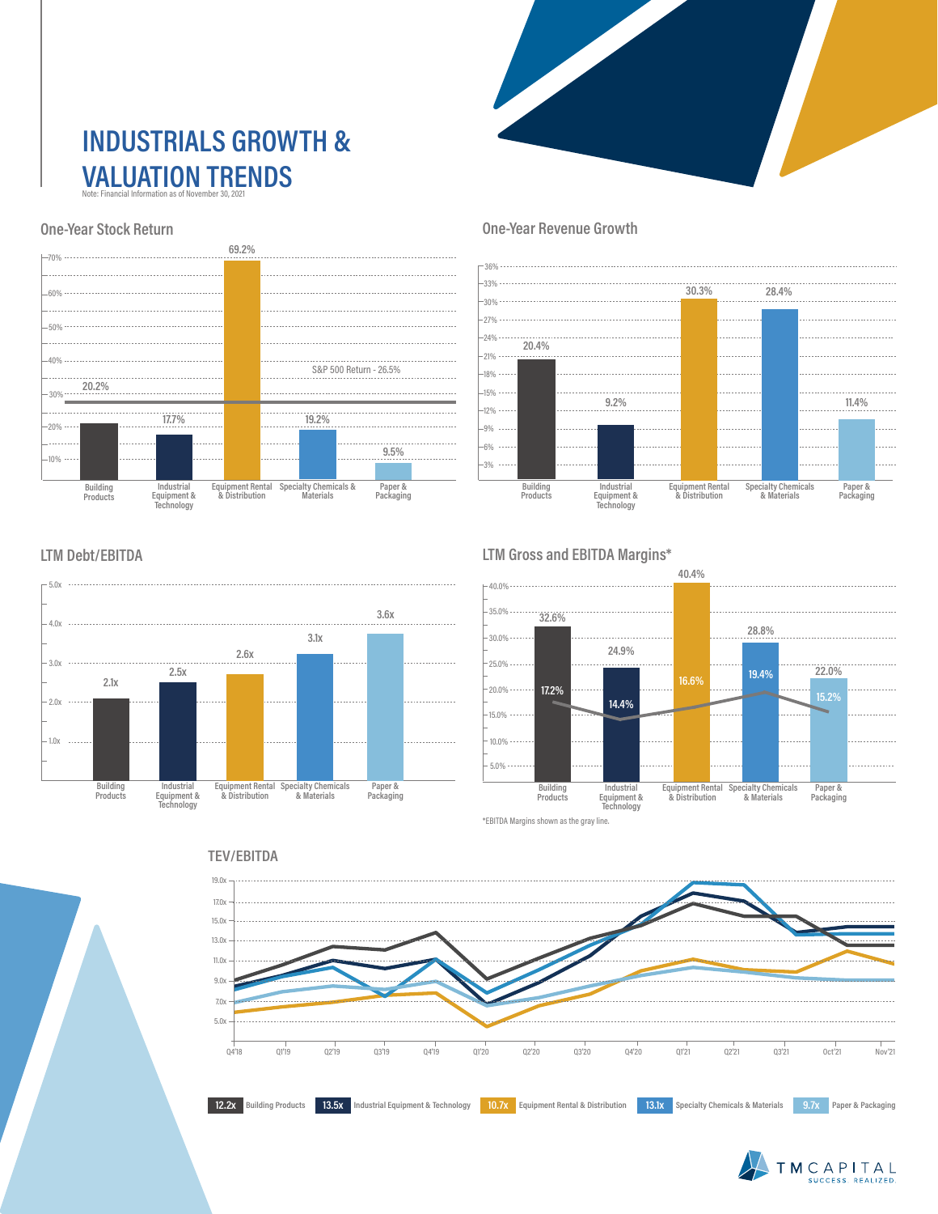# INDUSTRIALS GROWTH & VALUATION TRENDS

Note: Financial Information as of November 30, 2021

## One-Year Stock Return

| Sector | One-Year Stock Return |
| --- | --- |
| Building Products | 20.2% |
| Industrial Equipment & Technology | 17.7% |
| Equipment Rental & Distribution | 69.2% |
| Specialty Chemicals & Materials | 19.2% |
| Paper & Packaging | 9.5% |

S&P 500 Return - 26.5%

## One-Year Revenue Growth

| Sector | One-Year Revenue Growth |
| --- | --- |
| Building Products | 20.4% |
| Industrial Equipment & Technology | 9.2% |
| Equipment Rental & Distribution | 30.3% |
| Specialty Chemicals & Materials | 28.4% |
| Paper & Packaging | 11.4% |

## LTM Debt/EBITDA

| Sector | LTM Debt/EBITDA |
| --- | --- |
| Building Products | 2.1x |
| Industrial Equipment & Technology | 2.5x |
| Equipment Rental & Distribution | 2.6x |
| Specialty Chemicals & Materials | 3.1x |
| Paper & Packaging | 3.6x |

## LTM Gross and EBITDA Margins*

| Sector | Gross Margin | EBITDA Margin |
| --- | --- | --- |
| Building Products | 32.6% | 17.2% |
| Industrial Equipment & Technology | 24.9% | 14.4% |
| Equipment Rental & Distribution | 40.4% | 16.6% |
| Specialty Chemicals & Materials | 28.8% | 19.4% |
| Paper & Packaging | 22.0% | 15.2% |

*EBITDA Margins shown as the gray line.

## TEV/EBITDA

Periods: Q4'18, Q1'19, Q2'19, Q3'19, Q4'19, Q1'20, Q2'20, Q3'20, Q4'20, Q1'21, Q2'21, Q3'21, Oct'21, Nov'21

| Current TEV/EBITDA | Sector |
| --- | --- |
| 12.2x | Building Products |
| 13.5x | Industrial Equipment & Technology |
| 10.7x | Equipment Rental & Distribution |
| 13.1x | Specialty Chemicals & Materials |
| 9.7x | Paper & Packaging |

TM CAPITAL
SUCCESS. REALIZED.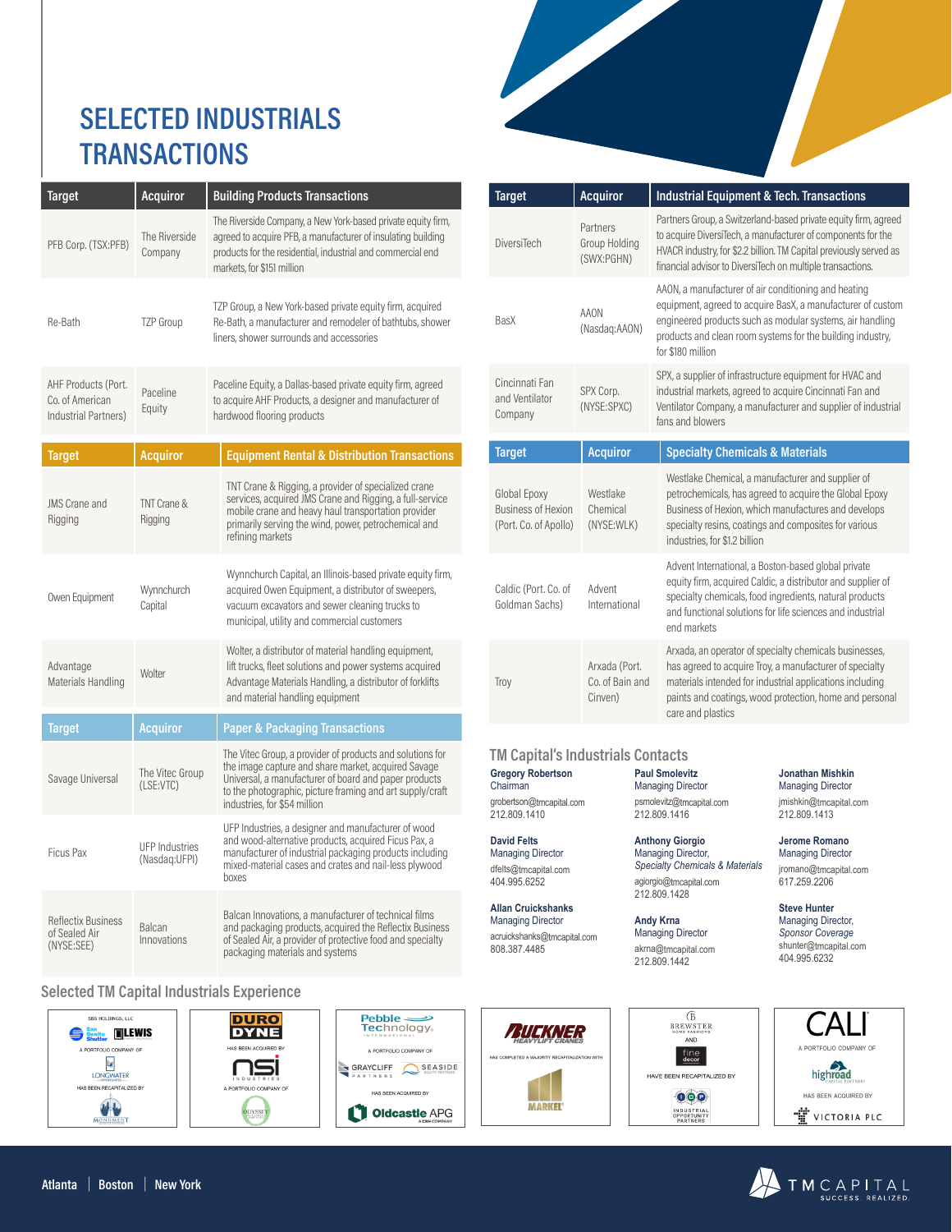# SELECTED INDUSTRIALS TRANSACTIONS

| Target | Acquiror | Building Products Transactions |
|---|---|---|
| PFB Corp. (TSX:PFB) | The Riverside Company | The Riverside Company, a New York-based private equity firm, agreed to acquire PFB, a manufacturer of insulating building products for the residential, industrial and commercial end markets, for $151 million |
| Re-Bath | TZP Group | TZP Group, a New York-based private equity firm, acquired Re-Bath, a manufacturer and remodeler of bathtubs, shower liners, shower surrounds and accessories |
| AHF Products (Port. Co. of American Industrial Partners) | Paceline Equity | Paceline Equity, a Dallas-based private equity firm, agreed to acquire AHF Products, a designer and manufacturer of hardwood flooring products |

| Target | Acquiror | Equipment Rental & Distribution Transactions |
|---|---|---|
| JMS Crane and Rigging | TNT Crane & Rigging | TNT Crane & Rigging, a provider of specialized crane services, acquired JMS Crane and Rigging, a full-service mobile crane and heavy haul transportation provider primarily serving the wind, power, petrochemical and refining markets |
| Owen Equipment | Wynnchurch Capital | Wynnchurch Capital, an Illinois-based private equity firm, acquired Owen Equipment, a distributor of sweepers, vacuum excavators and sewer cleaning trucks to municipal, utility and commercial customers |
| Advantage Materials Handling | Wolter | Wolter, a distributor of material handling equipment, lift trucks, fleet solutions and power systems acquired Advantage Materials Handling, a distributor of forklifts and material handling equipment |

| Target | Acquiror | Paper & Packaging Transactions |
|---|---|---|
| Savage Universal | The Vitec Group (LSE:VTC) | The Vitec Group, a provider of products and solutions for the image capture and share market, acquired Savage Universal, a manufacturer of board and paper products to the photographic, picture framing and art supply/craft industries, for $54 million |
| Ficus Pax | UFP Industries (Nasdaq:UFPI) | UFP Industries, a designer and manufacturer of wood and wood-alternative products, acquired Ficus Pax, a manufacturer of industrial packaging products including mixed-material cases and crates and nail-less plywood boxes |
| Reflectix Business of Sealed Air (NYSE:SEE) | Balcan Innovations | Balcan Innovations, a manufacturer of technical films and packaging products, acquired the Reflectix Business of Sealed Air, a provider of protective food and specialty packaging materials and systems |

| Target | Acquiror | Industrial Equipment & Tech. Transactions |
|---|---|---|
| DiversiTech | Partners Group Holding (SWX:PGHN) | Partners Group, a Switzerland-based private equity firm, agreed to acquire DiversiTech, a manufacturer of components for the HVACR industry, for $2.2 billion. TM Capital previously served as financial advisor to DiversiTech on multiple transactions. |
| BasX | AAON (Nasdaq:AAON) | AAON, a manufacturer of air conditioning and heating equipment, agreed to acquire BasX, a manufacturer of custom engineered products such as modular systems, air handling products and clean room systems for the building industry, for $180 million |
| Cincinnati Fan and Ventilator Company | SPX Corp. (NYSE:SPXC) | SPX, a supplier of infrastructure equipment for HVAC and industrial markets, agreed to acquire Cincinnati Fan and Ventilator Company, a manufacturer and supplier of industrial fans and blowers |

| Target | Acquiror | Specialty Chemicals & Materials |
|---|---|---|
| Global Epoxy Business of Hexion (Port. Co. of Apollo) | Westlake Chemical (NYSE:WLK) | Westlake Chemical, a manufacturer and supplier of petrochemicals, has agreed to acquire the Global Epoxy Business of Hexion, which manufactures and develops specialty resins, coatings and composites for various industries, for $1.2 billion |
| Caldic (Port. Co. of Goldman Sachs) | Advent International | Advent International, a Boston-based global private equity firm, acquired Caldic, a distributor and supplier of specialty chemicals, food ingredients, natural products and functional solutions for life sciences and industrial end markets |
| Troy | Arxada (Port. Co. of Bain and Cinven) | Arxada, an operator of specialty chemicals businesses, has agreed to acquire Troy, a manufacturer of specialty materials intended for industrial applications including paints and coatings, wood protection, home and personal care and plastics |

## TM Capital's Industrials Contacts

**Gregory Robertson**
Chairman
grobertson@tmcapital.com
212.809.1410

**David Felts**
Managing Director
dfelts@tmcapital.com
404.995.6252

**Allan Cruickshanks**
Managing Director
acruickshanks@tmcapital.com
808.387.4485

**Paul Smolevitz**
Managing Director
psmolevitz@tmcapital.com
212.809.1416

**Anthony Giorgio**
Managing Director, *Specialty Chemicals & Materials*
agiorgio@tmcapital.com
212.809.1428

**Andy Krna**
Managing Director
akrna@tmcapital.com
212.809.1442

**Jonathan Mishkin**
Managing Director
jmishkin@tmcapital.com
212.809.1413

**Jerome Romano**
Managing Director
jromano@tmcapital.com
617.259.2206

**Steve Hunter**
Managing Director, *Sponsor Coverage*
shunter@tmcapital.com
404.995.6232

## Selected TM Capital Industrials Experience

SBS HOLDINGS, LLC — San Benito Shutter, LEWIS — A PORTFOLIO COMPANY OF LONGWATER — HAS BEEN RECAPITALIZED BY MONUMENT

DURO DYNE — HAS BEEN ACQUIRED BY nsi INDUSTRIES — A PORTFOLIO COMPANY OF ODYSSEY

Pebble Technology International — A PORTFOLIO COMPANY OF GRAYCLIFF PARTNERS, SEASIDE — HAS BEEN ACQUIRED BY Oldcastle APG A CRH COMPANY

BUCKNER HEAVYLIFT CRANES — HAS COMPLETED A MAJORITY RECAPITALIZATION WITH MARKEL

BREWSTER HOME FASHIONS AND fine decor — HAVE BEEN RECAPITALIZED BY IOP INDUSTRIAL OPPORTUNITY PARTNERS

CALI — A PORTFOLIO COMPANY OF highroad CAPITAL PARTNERS — HAS BEEN ACQUIRED BY VICTORIA PLC

Atlanta | Boston | New York

TM CAPITAL — SUCCESS. REALIZED.